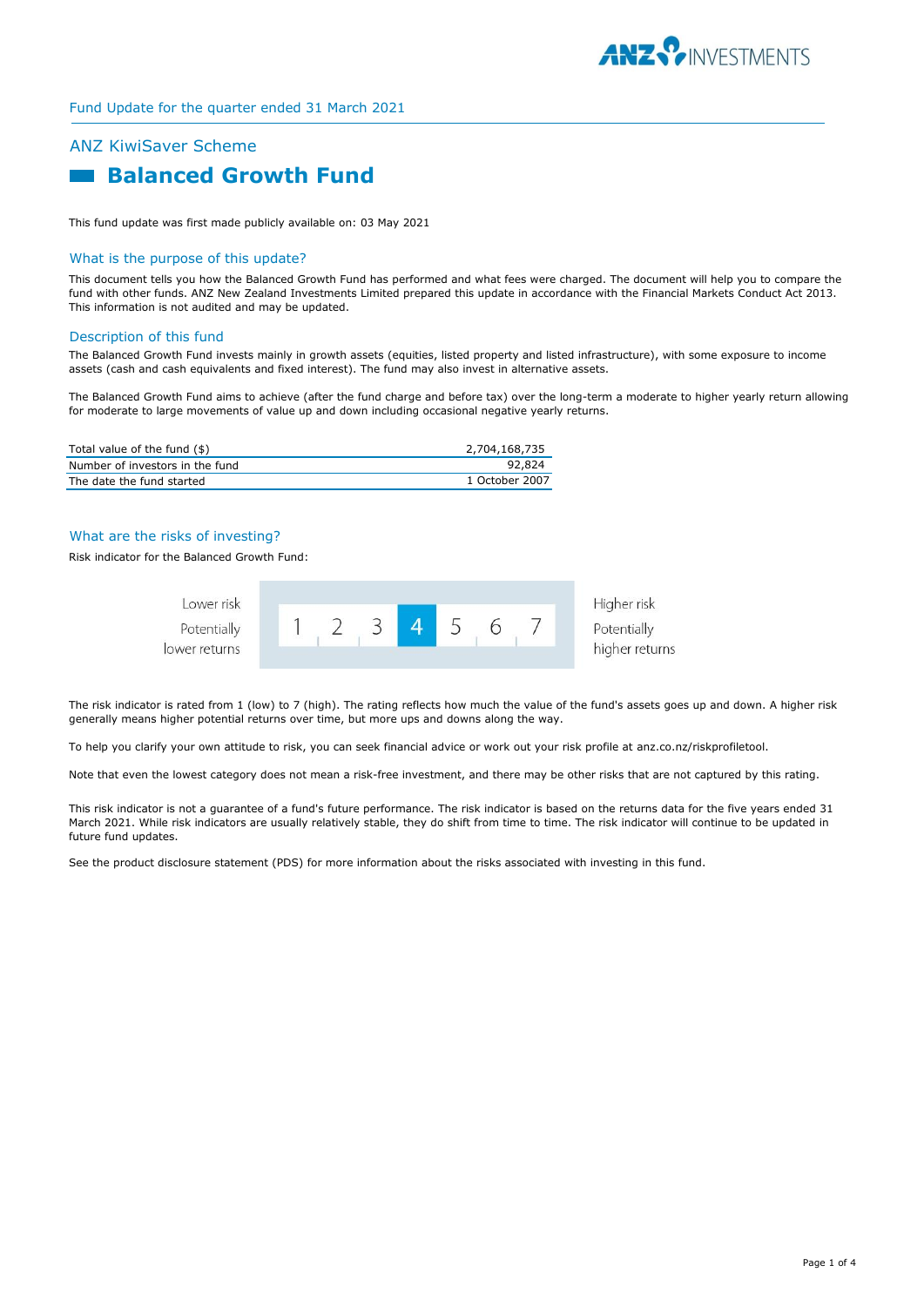Fund Update for the quarter ended 31 March 2021

## ANZ KiwiSaver Scheme

# Balanced Growth Fund

This fund update was first made publicly available on: 03 May 2021

## What is the purpose of this update?

This document tells you how the Balanced Growth Fund has performed and what fees were charged. The document will help you to compare the fund with other funds. ANZ New Zealand Investments Limited prepared this update in accordance with the Financial Markets Conduct Act 2013. This information is not audited and may be updated.

## Description of this fund

The Balanced Growth Fund invests mainly in growth assets (equities, listed property and listed infrastructure), with some exposure to income assets (cash and cash equivalents and fixed interest). The fund may also invest in alternative assets.

The Balanced Growth Fund aims to achieve (after the fund charge and before tax) over the long-term a moderate to higher yearly return allowing for moderate to large movements of value up and down including occasional negative yearly returns.

| | |
|---|---|
| Total value of the fund ($) | 2,704,168,735 |
| Number of investors in the fund | 92,824 |
| The date the fund started | 1 October 2007 |

## What are the risks of investing?

Risk indicator for the Balanced Growth Fund:

| Lower risk<br>Potentially lower returns | 1 | 2 | 3 | **4** | 5 | 6 | 7 | Higher risk<br>Potentially higher returns |
|---|---|---|---|---|---|---|---|---|

The risk indicator is rated from 1 (low) to 7 (high). The rating reflects how much the value of the fund's assets goes up and down. A higher risk generally means higher potential returns over time, but more ups and downs along the way.

To help you clarify your own attitude to risk, you can seek financial advice or work out your risk profile at anz.co.nz/riskprofiletool.

Note that even the lowest category does not mean a risk-free investment, and there may be other risks that are not captured by this rating.

This risk indicator is not a guarantee of a fund's future performance. The risk indicator is based on the returns data for the five years ended 31 March 2021. While risk indicators are usually relatively stable, they do shift from time to time. The risk indicator will continue to be updated in future fund updates.

See the product disclosure statement (PDS) for more information about the risks associated with investing in this fund.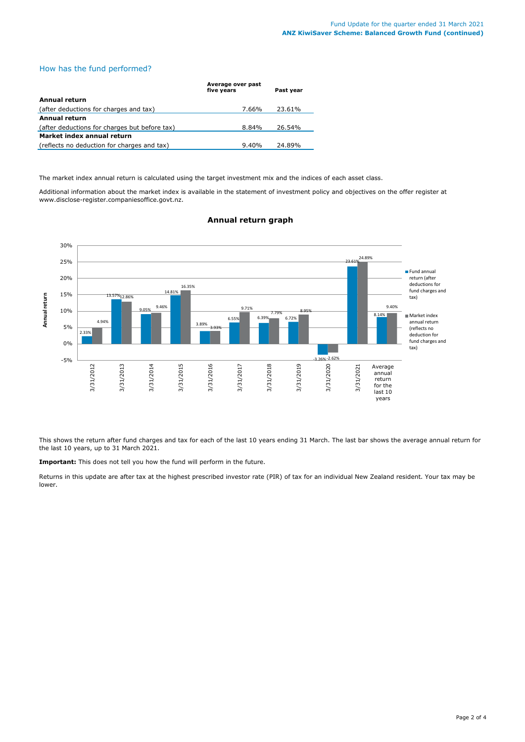## How has the fund performed?

| | Average over past five years | Past year |
|---|---|---|
| **Annual return** | | |
| (after deductions for charges and tax) | 7.66% | 23.61% |
| **Annual return** | | |
| (after deductions for charges but before tax) | 8.84% | 26.54% |
| **Market index annual return** | | |
| (reflects no deduction for charges and tax) | 9.40% | 24.89% |

The market index annual return is calculated using the target investment mix and the indices of each asset class.

Additional information about the market index is available in the statement of investment policy and objectives on the offer register at www.disclose-register.companiesoffice.govt.nz.

### Annual return graph

| | Fund annual return (after deductions for fund charges and tax) | Market index annual return (reflects no deduction for fund charges and tax) |
|---|---|---|
| 3/31/2012 | 2.33% | 4.94% |
| 3/31/2013 | 13.57% | 12.86% |
| 3/31/2014 | 9.05% | 9.46% |
| 3/31/2015 | 14.81% | 16.35% |
| 3/31/2016 | 3.89% | 3.93% |
| 3/31/2017 | 6.55% | 9.71% |
| 3/31/2018 | 6.39% | 7.79% |
| 3/31/2019 | 6.72% | 8.95% |
| 3/31/2020 | -3.26% | -2.62% |
| 3/31/2021 | 23.61% | 24.89% |
| Average annual return for the last 10 years | 8.14% | 9.40% |

This shows the return after fund charges and tax for each of the last 10 years ending 31 March. The last bar shows the average annual return for the last 10 years, up to 31 March 2021.

**Important:** This does not tell you how the fund will perform in the future.

Returns in this update are after tax at the highest prescribed investor rate (PIR) of tax for an individual New Zealand resident. Your tax may be lower.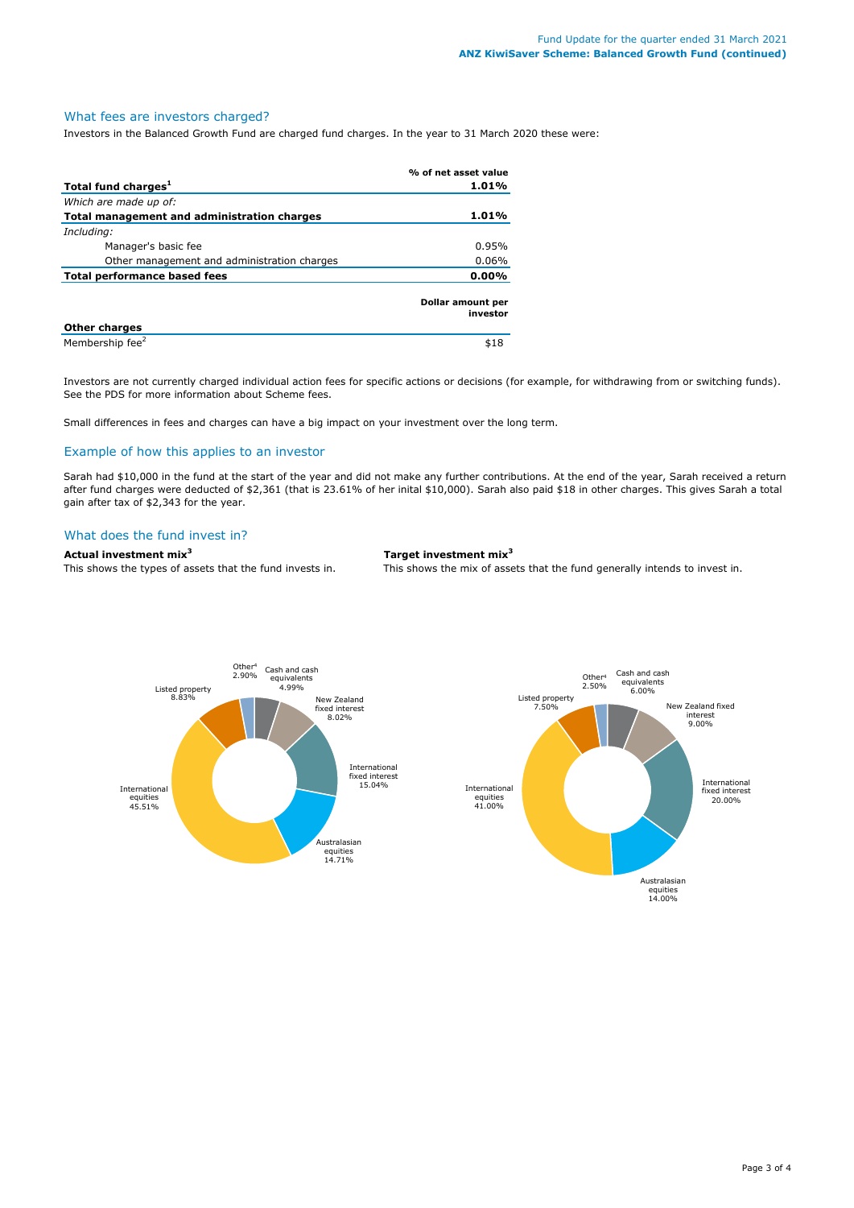## What fees are investors charged?

Investors in the Balanced Growth Fund are charged fund charges. In the year to 31 March 2020 these were:

| | % of net asset value |
|---|---|
| **Total fund charges**[1] | **1.01%** |
| *Which are made up of:* | |
| **Total management and administration charges** | **1.01%** |
| *Including:* | |
| Manager's basic fee | 0.95% |
| Other management and administration charges | 0.06% |
| **Total performance based fees** | **0.00%** |

| | Dollar amount per investor |
|---|---|
| **Other charges** | |
| Membership fee[2] | $18 |

Investors are not currently charged individual action fees for specific actions or decisions (for example, for withdrawing from or switching funds). See the PDS for more information about Scheme fees.

Small differences in fees and charges can have a big impact on your investment over the long term.

## Example of how this applies to an investor

Sarah had $10,000 in the fund at the start of the year and did not make any further contributions. At the end of the year, Sarah received a return after fund charges were deducted of $2,361 (that is 23.61% of her inital $10,000). Sarah also paid $18 in other charges. This gives Sarah a total gain after tax of $2,343 for the year.

## What does the fund invest in?

**Actual investment mix**[3]

This shows the types of assets that the fund invests in.

| Asset type | Actual |
|---|---|
| Cash and cash equivalents | 4.99% |
| New Zealand fixed interest | 8.02% |
| International fixed interest | 15.04% |
| Australasian equities | 14.71% |
| International equities | 45.51% |
| Listed property | 8.83% |
| Other[4] | 2.90% |

**Target investment mix**[3]

This shows the mix of assets that the fund generally intends to invest in.

| Asset type | Target |
|---|---|
| Cash and cash equivalents | 6.00% |
| New Zealand fixed interest | 9.00% |
| International fixed interest | 20.00% |
| Australasian equities | 14.00% |
| International equities | 41.00% |
| Listed property | 7.50% |
| Other[4] | 2.50% |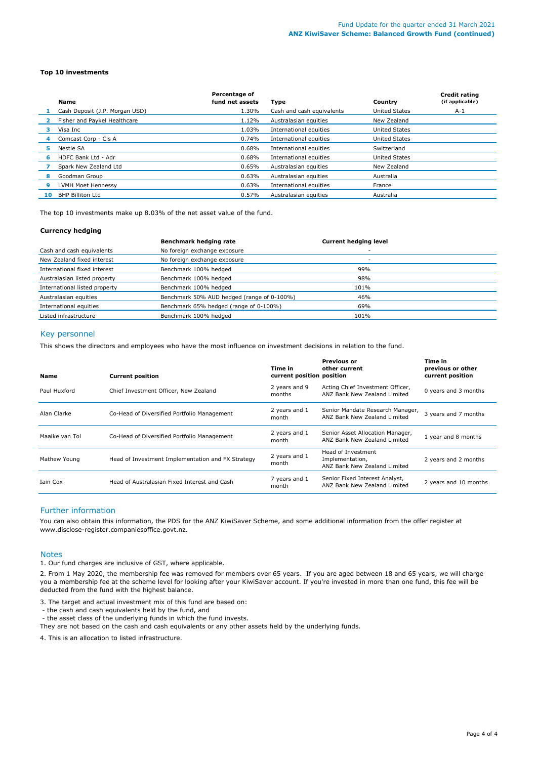### Top 10 investments

| | Name | Percentage of fund net assets | Type | Country | Credit rating (if applicable) |
|---|---|---|---|---|---|
| 1 | Cash Deposit (J.P. Morgan USD) | 1.30% | Cash and cash equivalents | United States | A-1 |
| 2 | Fisher and Paykel Healthcare | 1.12% | Australasian equities | New Zealand | |
| 3 | Visa Inc | 1.03% | International equities | United States | |
| 4 | Comcast Corp - Cls A | 0.74% | International equities | United States | |
| 5 | Nestle SA | 0.68% | International equities | Switzerland | |
| 6 | HDFC Bank Ltd - Adr | 0.68% | International equities | United States | |
| 7 | Spark New Zealand Ltd | 0.65% | Australasian equities | New Zealand | |
| 8 | Goodman Group | 0.63% | Australasian equities | Australia | |
| 9 | LVMH Moet Hennessy | 0.63% | International equities | France | |
| 10 | BHP Billiton Ltd | 0.57% | Australasian equities | Australia | |

The top 10 investments make up 8.03% of the net asset value of the fund.

### Currency hedging

| | Benchmark hedging rate | Current hedging level |
|---|---|---|
| Cash and cash equivalents | No foreign exchange exposure | - |
| New Zealand fixed interest | No foreign exchange exposure | - |
| International fixed interest | Benchmark 100% hedged | 99% |
| Australasian listed property | Benchmark 100% hedged | 98% |
| International listed property | Benchmark 100% hedged | 101% |
| Australasian equities | Benchmark 50% AUD hedged (range of 0-100%) | 46% |
| International equities | Benchmark 65% hedged (range of 0-100%) | 69% |
| Listed infrastructure | Benchmark 100% hedged | 101% |

## Key personnel

This shows the directors and employees who have the most influence on investment decisions in relation to the fund.

| Name | Current position | Time in current position | Previous or other current position | Time in previous or other current position |
|---|---|---|---|---|
| Paul Huxford | Chief Investment Officer, New Zealand | 2 years and 9 months | Acting Chief Investment Officer, ANZ Bank New Zealand Limited | 0 years and 3 months |
| Alan Clarke | Co-Head of Diversified Portfolio Management | 2 years and 1 month | Senior Mandate Research Manager, ANZ Bank New Zealand Limited | 3 years and 7 months |
| Maaike van Tol | Co-Head of Diversified Portfolio Management | 2 years and 1 month | Senior Asset Allocation Manager, ANZ Bank New Zealand Limited | 1 year and 8 months |
| Mathew Young | Head of Investment Implementation and FX Strategy | 2 years and 1 month | Head of Investment Implementation, ANZ Bank New Zealand Limited | 2 years and 2 months |
| Iain Cox | Head of Australasian Fixed Interest and Cash | 7 years and 1 month | Senior Fixed Interest Analyst, ANZ Bank New Zealand Limited | 2 years and 10 months |

## Further information

You can also obtain this information, the PDS for the ANZ KiwiSaver Scheme, and some additional information from the offer register at www.disclose-register.companiesoffice.govt.nz.

## Notes

1. Our fund charges are inclusive of GST, where applicable.

2. From 1 May 2020, the membership fee was removed for members over 65 years. If you are aged between 18 and 65 years, we will charge you a membership fee at the scheme level for looking after your KiwiSaver account. If you're invested in more than one fund, this fee will be deducted from the fund with the highest balance.

3. The target and actual investment mix of this fund are based on:
 - the cash and cash equivalents held by the fund, and
 - the asset class of the underlying funds in which the fund invests.
They are not based on the cash and cash equivalents or any other assets held by the underlying funds.

4. This is an allocation to listed infrastructure.